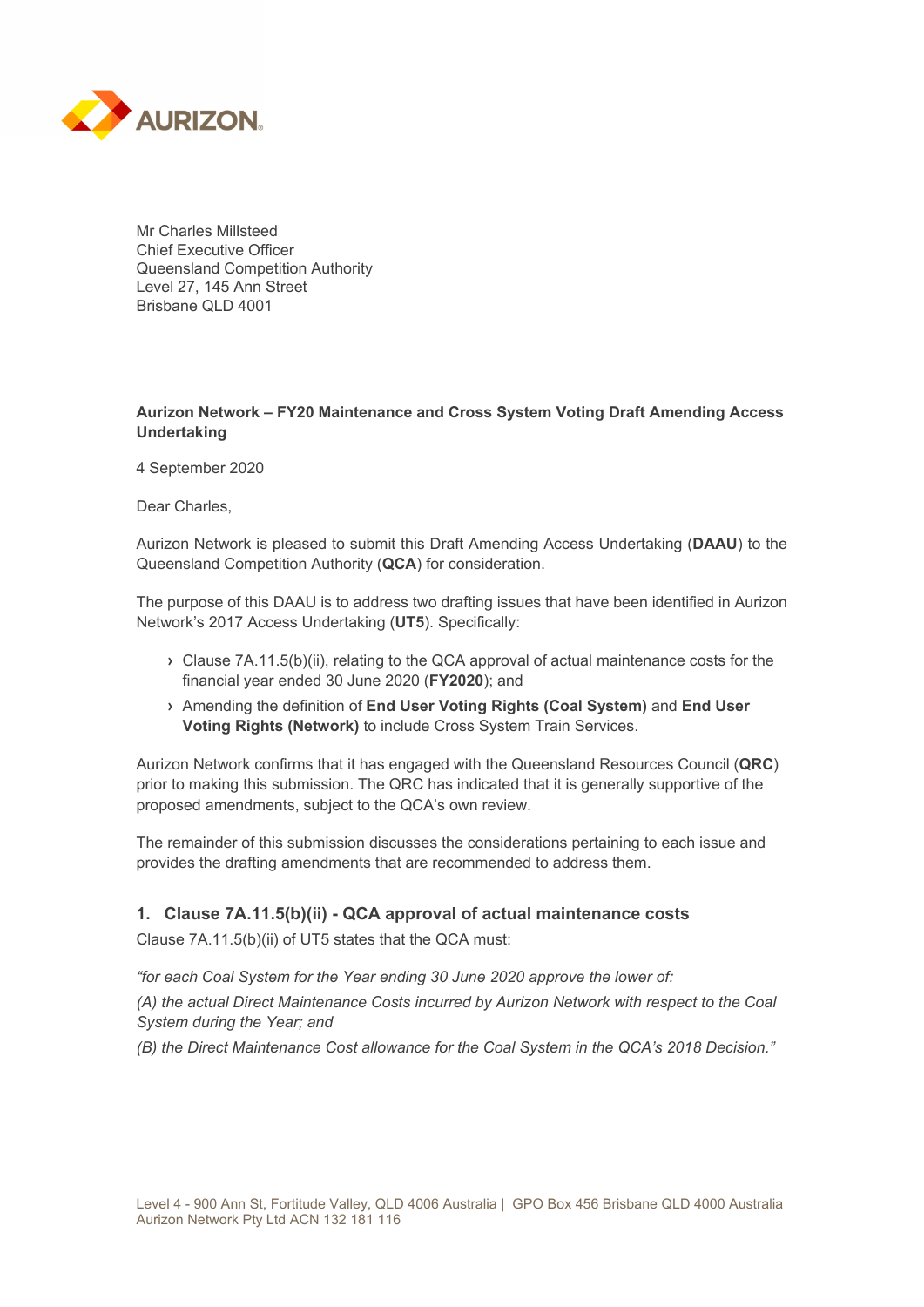Mr Charles Millsteed
Chief Executive Officer
Queensland Competition Authority
Level 27, 145 Ann Street
Brisbane QLD 4001

**Aurizon Network – FY20 Maintenance and Cross System Voting Draft Amending Access Undertaking**

4 September 2020

Dear Charles,

Aurizon Network is pleased to submit this Draft Amending Access Undertaking (**DAAU**) to the Queensland Competition Authority (**QCA**) for consideration.

The purpose of this DAAU is to address two drafting issues that have been identified in Aurizon Network's 2017 Access Undertaking (**UT5**). Specifically:

- Clause 7A.11.5(b)(ii), relating to the QCA approval of actual maintenance costs for the financial year ended 30 June 2020 (**FY2020**); and
- Amending the definition of **End User Voting Rights (Coal System)** and **End User Voting Rights (Network)** to include Cross System Train Services.

Aurizon Network confirms that it has engaged with the Queensland Resources Council (**QRC**) prior to making this submission. The QRC has indicated that it is generally supportive of the proposed amendments, subject to the QCA's own review.

The remainder of this submission discusses the considerations pertaining to each issue and provides the drafting amendments that are recommended to address them.

## 1. Clause 7A.11.5(b)(ii) - QCA approval of actual maintenance costs

Clause 7A.11.5(b)(ii) of UT5 states that the QCA must:

*"for each Coal System for the Year ending 30 June 2020 approve the lower of:*

*(A) the actual Direct Maintenance Costs incurred by Aurizon Network with respect to the Coal System during the Year; and*

*(B) the Direct Maintenance Cost allowance for the Coal System in the QCA's 2018 Decision."*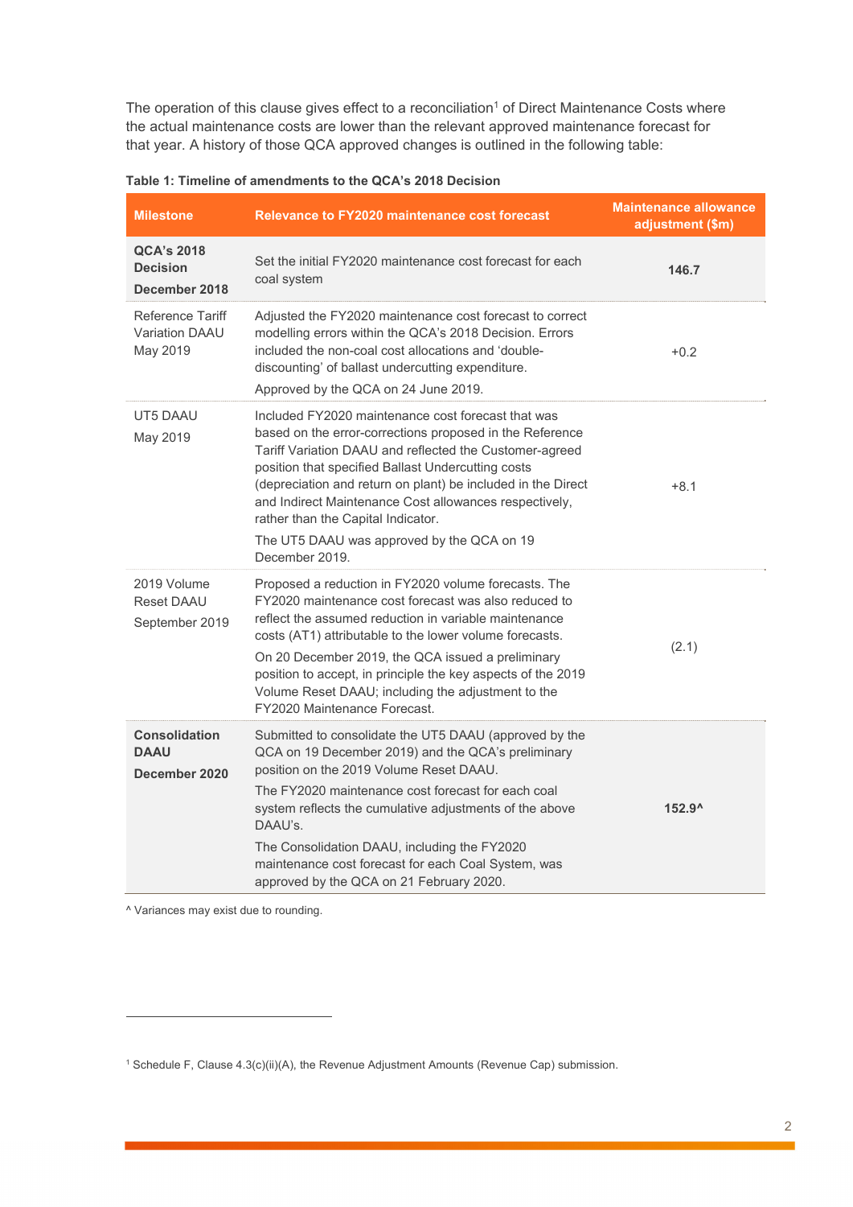The operation of this clause gives effect to a reconciliation[1] of Direct Maintenance Costs where the actual maintenance costs are lower than the relevant approved maintenance forecast for that year. A history of those QCA approved changes is outlined in the following table:

**Table 1: Timeline of amendments to the QCA's 2018 Decision**

| Milestone | Relevance to FY2020 maintenance cost forecast | Maintenance allowance adjustment ($m) |
|---|---|---|
| **QCA's 2018 Decision** **December 2018** | Set the initial FY2020 maintenance cost forecast for each coal system | **146.7** |
| Reference Tariff Variation DAAU May 2019 | Adjusted the FY2020 maintenance cost forecast to correct modelling errors within the QCA's 2018 Decision. Errors included the non-coal cost allocations and 'double-discounting' of ballast undercutting expenditure. Approved by the QCA on 24 June 2019. | +0.2 |
| UT5 DAAU May 2019 | Included FY2020 maintenance cost forecast that was based on the error-corrections proposed in the Reference Tariff Variation DAAU and reflected the Customer-agreed position that specified Ballast Undercutting costs (depreciation and return on plant) be included in the Direct and Indirect Maintenance Cost allowances respectively, rather than the Capital Indicator. The UT5 DAAU was approved by the QCA on 19 December 2019. | +8.1 |
| 2019 Volume Reset DAAU September 2019 | Proposed a reduction in FY2020 volume forecasts. The FY2020 maintenance cost forecast was also reduced to reflect the assumed reduction in variable maintenance costs (AT1) attributable to the lower volume forecasts. On 20 December 2019, the QCA issued a preliminary position to accept, in principle the key aspects of the 2019 Volume Reset DAAU; including the adjustment to the FY2020 Maintenance Forecast. | (2.1) |
| **Consolidation DAAU** **December 2020** | Submitted to consolidate the UT5 DAAU (approved by the QCA on 19 December 2019) and the QCA's preliminary position on the 2019 Volume Reset DAAU. The FY2020 maintenance cost forecast for each coal system reflects the cumulative adjustments of the above DAAU's. The Consolidation DAAU, including the FY2020 maintenance cost forecast for each Coal System, was approved by the QCA on 21 February 2020. | **152.9^** |

^ Variances may exist due to rounding.

[1] Schedule F, Clause 4.3(c)(ii)(A), the Revenue Adjustment Amounts (Revenue Cap) submission.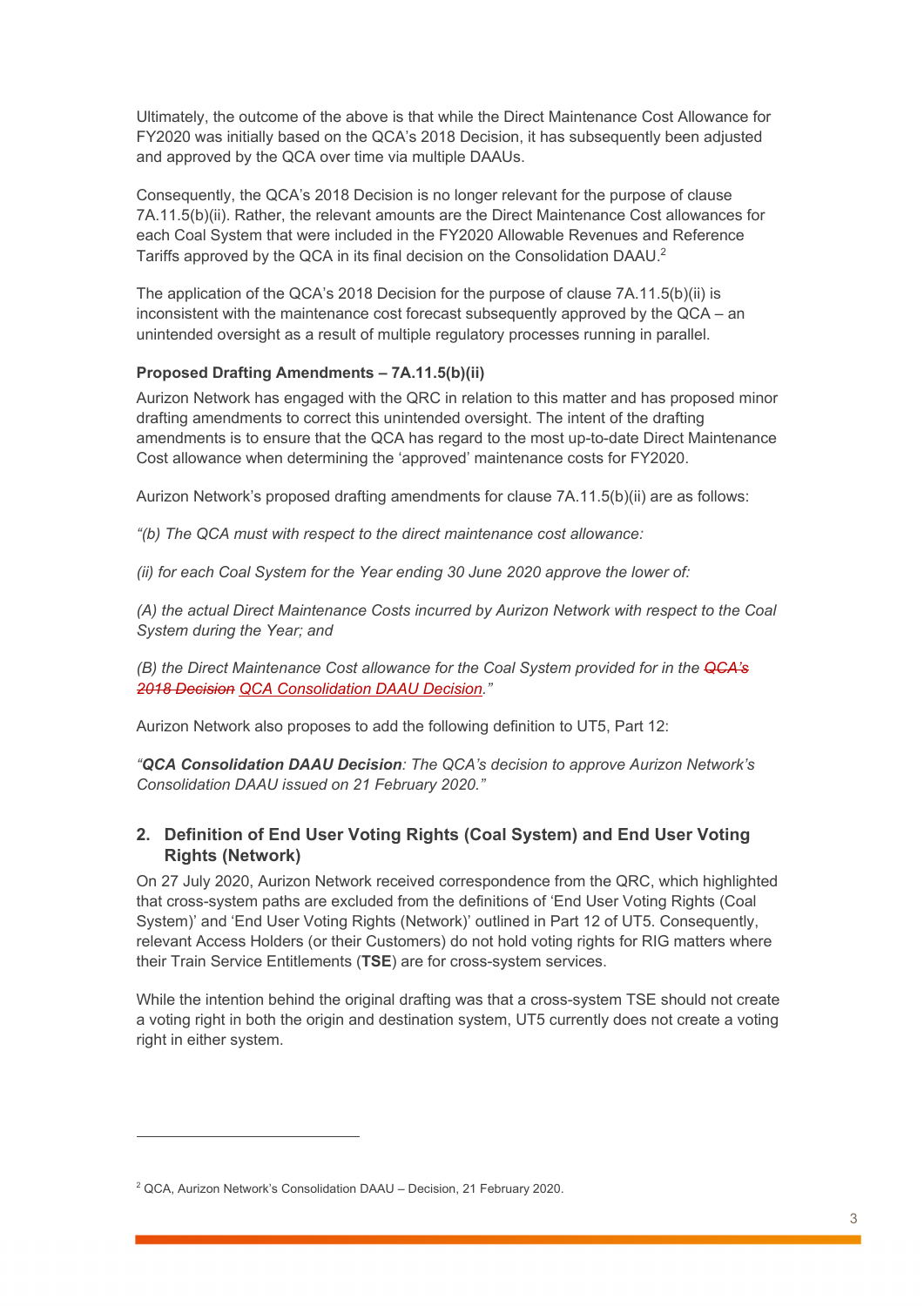Ultimately, the outcome of the above is that while the Direct Maintenance Cost Allowance for FY2020 was initially based on the QCA's 2018 Decision, it has subsequently been adjusted and approved by the QCA over time via multiple DAAUs.

Consequently, the QCA's 2018 Decision is no longer relevant for the purpose of clause 7A.11.5(b)(ii). Rather, the relevant amounts are the Direct Maintenance Cost allowances for each Coal System that were included in the FY2020 Allowable Revenues and Reference Tariffs approved by the QCA in its final decision on the Consolidation DAAU.[2]

The application of the QCA's 2018 Decision for the purpose of clause 7A.11.5(b)(ii) is inconsistent with the maintenance cost forecast subsequently approved by the QCA – an unintended oversight as a result of multiple regulatory processes running in parallel.

**Proposed Drafting Amendments – 7A.11.5(b)(ii)**

Aurizon Network has engaged with the QRC in relation to this matter and has proposed minor drafting amendments to correct this unintended oversight. The intent of the drafting amendments is to ensure that the QCA has regard to the most up-to-date Direct Maintenance Cost allowance when determining the 'approved' maintenance costs for FY2020.

Aurizon Network's proposed drafting amendments for clause 7A.11.5(b)(ii) are as follows:

*"(b) The QCA must with respect to the direct maintenance cost allowance:*

*(ii) for each Coal System for the Year ending 30 June 2020 approve the lower of:*

*(A) the actual Direct Maintenance Costs incurred by Aurizon Network with respect to the Coal System during the Year; and*

*(B) the Direct Maintenance Cost allowance for the Coal System provided for in the ~~QCA's 2018 Decision~~ QCA Consolidation DAAU Decision."*

Aurizon Network also proposes to add the following definition to UT5, Part 12:

*"**QCA Consolidation DAAU Decision**: The QCA's decision to approve Aurizon Network's Consolidation DAAU issued on 21 February 2020."*

## 2. Definition of End User Voting Rights (Coal System) and End User Voting Rights (Network)

On 27 July 2020, Aurizon Network received correspondence from the QRC, which highlighted that cross-system paths are excluded from the definitions of 'End User Voting Rights (Coal System)' and 'End User Voting Rights (Network)' outlined in Part 12 of UT5. Consequently, relevant Access Holders (or their Customers) do not hold voting rights for RIG matters where their Train Service Entitlements (**TSE**) are for cross-system services.

While the intention behind the original drafting was that a cross-system TSE should not create a voting right in both the origin and destination system, UT5 currently does not create a voting right in either system.

[2] QCA, Aurizon Network's Consolidation DAAU – Decision, 21 February 2020.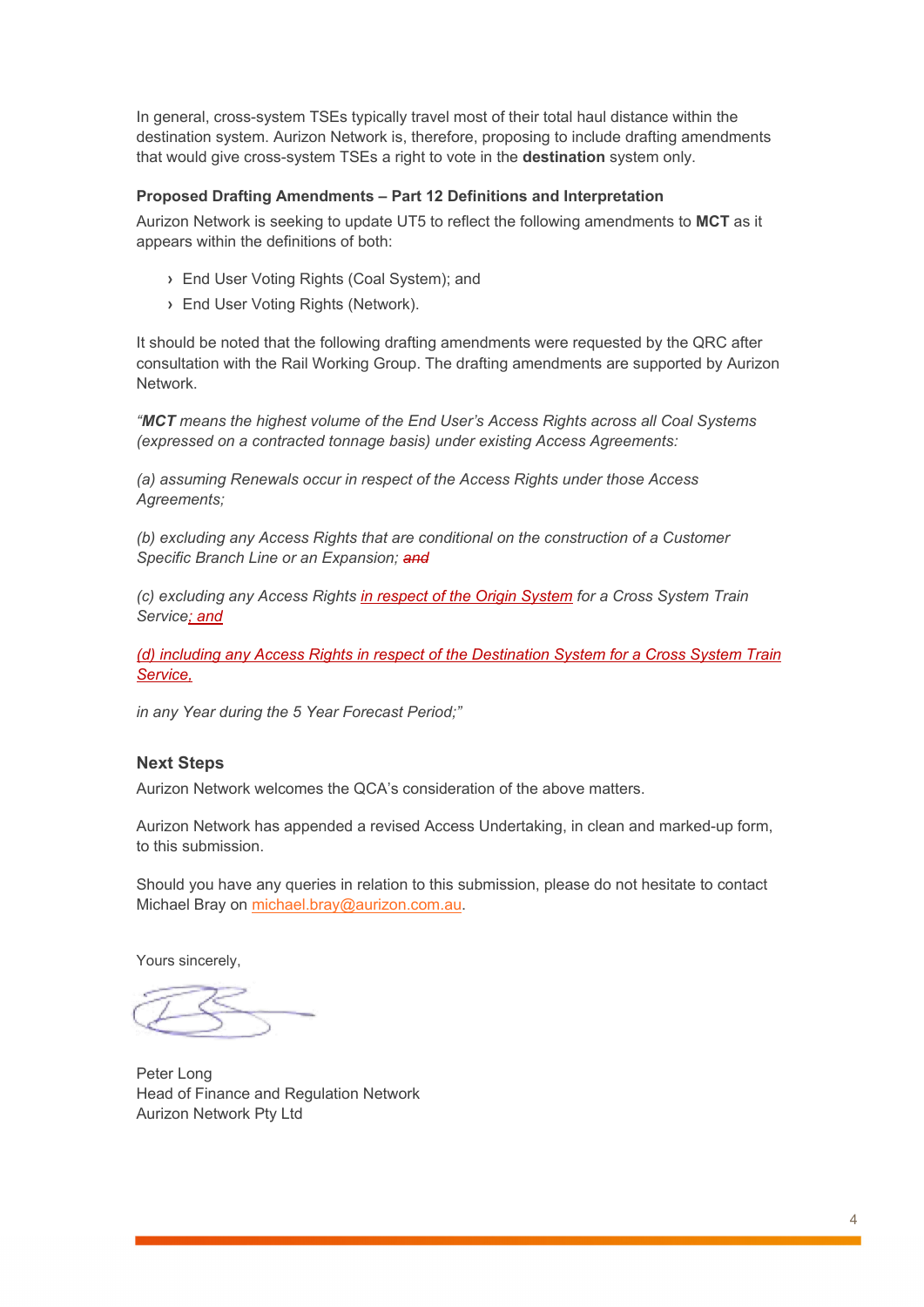In general, cross-system TSEs typically travel most of their total haul distance within the destination system. Aurizon Network is, therefore, proposing to include drafting amendments that would give cross-system TSEs a right to vote in the **destination** system only.

**Proposed Drafting Amendments – Part 12 Definitions and Interpretation**

Aurizon Network is seeking to update UT5 to reflect the following amendments to **MCT** as it appears within the definitions of both:

- End User Voting Rights (Coal System); and
- End User Voting Rights (Network).

It should be noted that the following drafting amendments were requested by the QRC after consultation with the Rail Working Group. The drafting amendments are supported by Aurizon Network.

*"**MCT** means the highest volume of the End User's Access Rights across all Coal Systems (expressed on a contracted tonnage basis) under existing Access Agreements:*

*(a) assuming Renewals occur in respect of the Access Rights under those Access Agreements;*

*(b) excluding any Access Rights that are conditional on the construction of a Customer Specific Branch Line or an Expansion; ~~and~~*

*(c) excluding any Access Rights <u>in respect of the Origin System</u> for a Cross System Train Service<u>; and</u>*

*<u>(d) including any Access Rights in respect of the Destination System for a Cross System Train Service,</u>*

*in any Year during the 5 Year Forecast Period;"*

### Next Steps

Aurizon Network welcomes the QCA's consideration of the above matters.

Aurizon Network has appended a revised Access Undertaking, in clean and marked-up form, to this submission.

Should you have any queries in relation to this submission, please do not hesitate to contact Michael Bray on michael.bray@aurizon.com.au.

Yours sincerely,

Peter Long
Head of Finance and Regulation Network
Aurizon Network Pty Ltd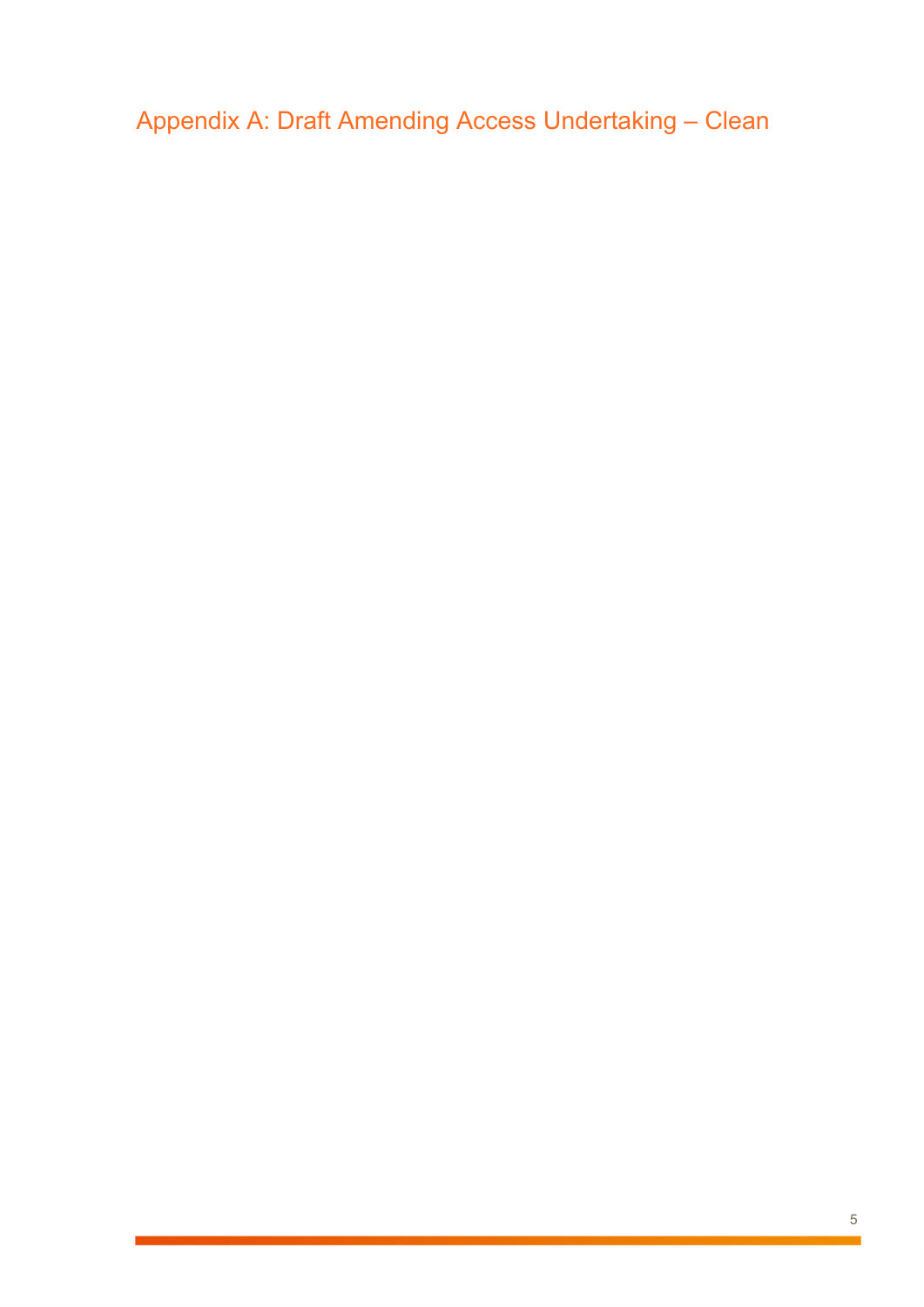# Appendix A: Draft Amending Access Undertaking – Clean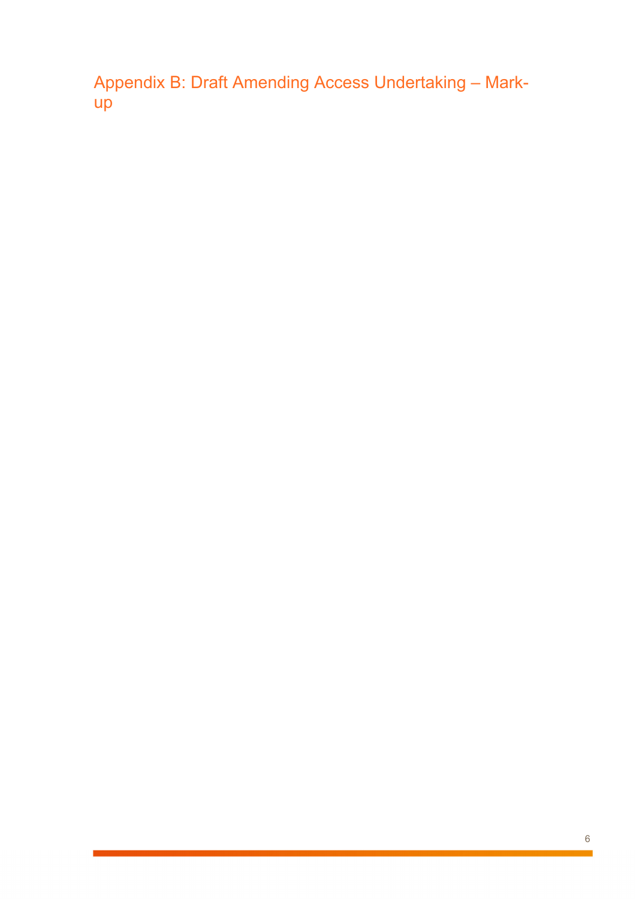# Appendix B: Draft Amending Access Undertaking – Mark-up